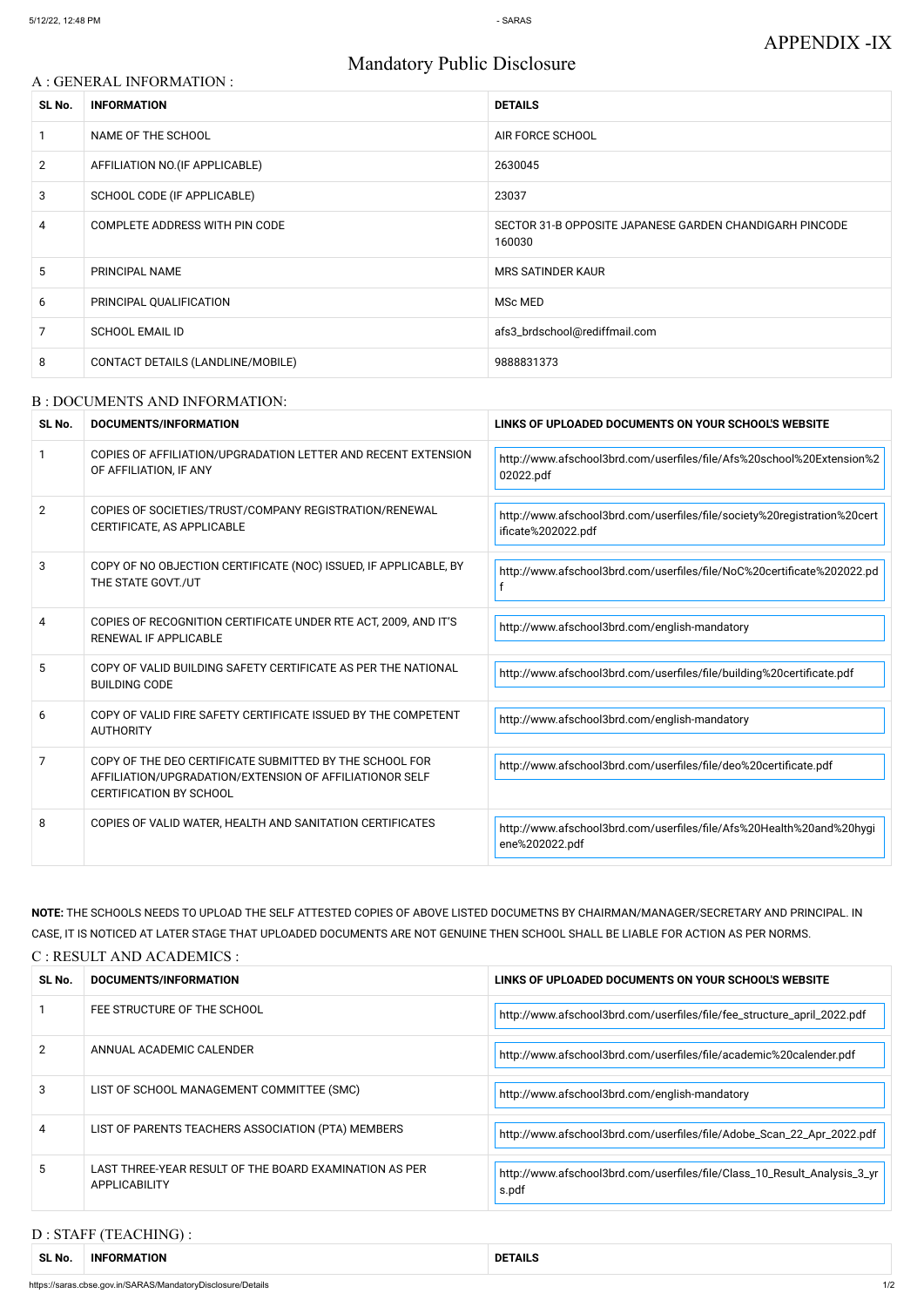APPENDIX -IX

# Mandatory Public Disclosure

## A : GENERAL INFORMATION :

| SL No. | INFORMATION | DETAILS |
|---|---|---|
| 1 | NAME OF THE SCHOOL | AIR FORCE SCHOOL |
| 2 | AFFILIATION NO.(IF APPLICABLE) | 2630045 |
| 3 | SCHOOL CODE (IF APPLICABLE) | 23037 |
| 4 | COMPLETE ADDRESS WITH PIN CODE | SECTOR 31-B OPPOSITE JAPANESE GARDEN CHANDIGARH PINCODE 160030 |
| 5 | PRINCIPAL NAME | MRS SATINDER KAUR |
| 6 | PRINCIPAL QUALIFICATION | MSc MED |
| 7 | SCHOOL EMAIL ID | afs3_brdschool@rediffmail.com |
| 8 | CONTACT DETAILS (LANDLINE/MOBILE) | 9888831373 |

## B : DOCUMENTS AND INFORMATION:

| SL No. | DOCUMENTS/INFORMATION | LINKS OF UPLOADED DOCUMENTS ON YOUR SCHOOL'S WEBSITE |
|---|---|---|
| 1 | COPIES OF AFFILIATION/UPGRADATION LETTER AND RECENT EXTENSION OF AFFILIATION, IF ANY | http://www.afschool3brd.com/userfiles/file/Afs%20school%20Extension%202022.pdf |
| 2 | COPIES OF SOCIETIES/TRUST/COMPANY REGISTRATION/RENEWAL CERTIFICATE, AS APPLICABLE | http://www.afschool3brd.com/userfiles/file/society%20registration%20certificate%202022.pdf |
| 3 | COPY OF NO OBJECTION CERTIFICATE (NOC) ISSUED, IF APPLICABLE, BY THE STATE GOVT./UT | http://www.afschool3brd.com/userfiles/file/NoC%20certificate%202022.pdf |
| 4 | COPIES OF RECOGNITION CERTIFICATE UNDER RTE ACT, 2009, AND IT'S RENEWAL IF APPLICABLE | http://www.afschool3brd.com/english-mandatory |
| 5 | COPY OF VALID BUILDING SAFETY CERTIFICATE AS PER THE NATIONAL BUILDING CODE | http://www.afschool3brd.com/userfiles/file/building%20certificate.pdf |
| 6 | COPY OF VALID FIRE SAFETY CERTIFICATE ISSUED BY THE COMPETENT AUTHORITY | http://www.afschool3brd.com/english-mandatory |
| 7 | COPY OF THE DEO CERTIFICATE SUBMITTED BY THE SCHOOL FOR AFFILIATION/UPGRADATION/EXTENSION OF AFFILIATIONOR SELF CERTIFICATION BY SCHOOL | http://www.afschool3brd.com/userfiles/file/deo%20certificate.pdf |
| 8 | COPIES OF VALID WATER, HEALTH AND SANITATION CERTIFICATES | http://www.afschool3brd.com/userfiles/file/Afs%20Health%20and%20hygiene%202022.pdf |

**NOTE:** THE SCHOOLS NEEDS TO UPLOAD THE SELF ATTESTED COPIES OF ABOVE LISTED DOCUMETNS BY CHAIRMAN/MANAGER/SECRETARY AND PRINCIPAL. IN CASE, IT IS NOTICED AT LATER STAGE THAT UPLOADED DOCUMENTS ARE NOT GENUINE THEN SCHOOL SHALL BE LIABLE FOR ACTION AS PER NORMS.

## C : RESULT AND ACADEMICS :

| SL No. | DOCUMENTS/INFORMATION | LINKS OF UPLOADED DOCUMENTS ON YOUR SCHOOL'S WEBSITE |
|---|---|---|
| 1 | FEE STRUCTURE OF THE SCHOOL | http://www.afschool3brd.com/userfiles/file/fee_structure_april_2022.pdf |
| 2 | ANNUAL ACADEMIC CALENDER | http://www.afschool3brd.com/userfiles/file/academic%20calender.pdf |
| 3 | LIST OF SCHOOL MANAGEMENT COMMITTEE (SMC) | http://www.afschool3brd.com/english-mandatory |
| 4 | LIST OF PARENTS TEACHERS ASSOCIATION (PTA) MEMBERS | http://www.afschool3brd.com/userfiles/file/Adobe_Scan_22_Apr_2022.pdf |
| 5 | LAST THREE-YEAR RESULT OF THE BOARD EXAMINATION AS PER APPLICABILITY | http://www.afschool3brd.com/userfiles/file/Class_10_Result_Analysis_3_yrs.pdf |

## D : STAFF (TEACHING) :

| SL No. | INFORMATION | DETAILS |
|---|---|---|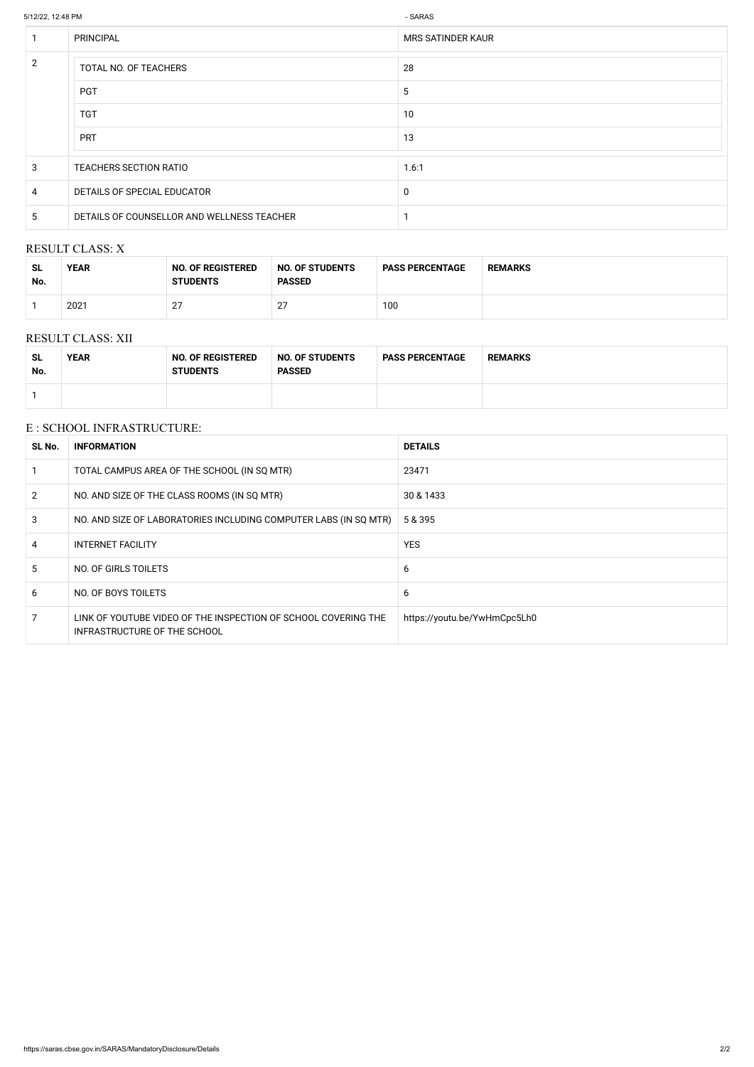| | | |
|---|---|---|
| 1 | PRINCIPAL | MRS SATINDER KAUR |
| 2 | TOTAL NO. OF TEACHERS | 28 |
| | PGT | 5 |
| | TGT | 10 |
| | PRT | 13 |
| 3 | TEACHERS SECTION RATIO | 1.6:1 |
| 4 | DETAILS OF SPECIAL EDUCATOR | 0 |
| 5 | DETAILS OF COUNSELLOR AND WELLNESS TEACHER | 1 |

## RESULT CLASS: X

| SL No. | YEAR | NO. OF REGISTERED STUDENTS | NO. OF STUDENTS PASSED | PASS PERCENTAGE | REMARKS |
|---|---|---|---|---|---|
| 1 | 2021 | 27 | 27 | 100 | |

## RESULT CLASS: XII

| SL No. | YEAR | NO. OF REGISTERED STUDENTS | NO. OF STUDENTS PASSED | PASS PERCENTAGE | REMARKS |
|---|---|---|---|---|---|
| 1 | | | | | |

## E : SCHOOL INFRASTRUCTURE:

| SL No. | INFORMATION | DETAILS |
|---|---|---|
| 1 | TOTAL CAMPUS AREA OF THE SCHOOL (IN SQ MTR) | 23471 |
| 2 | NO. AND SIZE OF THE CLASS ROOMS (IN SQ MTR) | 30 & 1433 |
| 3 | NO. AND SIZE OF LABORATORIES INCLUDING COMPUTER LABS (IN SQ MTR) | 5 & 395 |
| 4 | INTERNET FACILITY | YES |
| 5 | NO. OF GIRLS TOILETS | 6 |
| 6 | NO. OF BOYS TOILETS | 6 |
| 7 | LINK OF YOUTUBE VIDEO OF THE INSPECTION OF SCHOOL COVERING THE INFRASTRUCTURE OF THE SCHOOL | https://youtu.be/YwHmCpc5Lh0 |